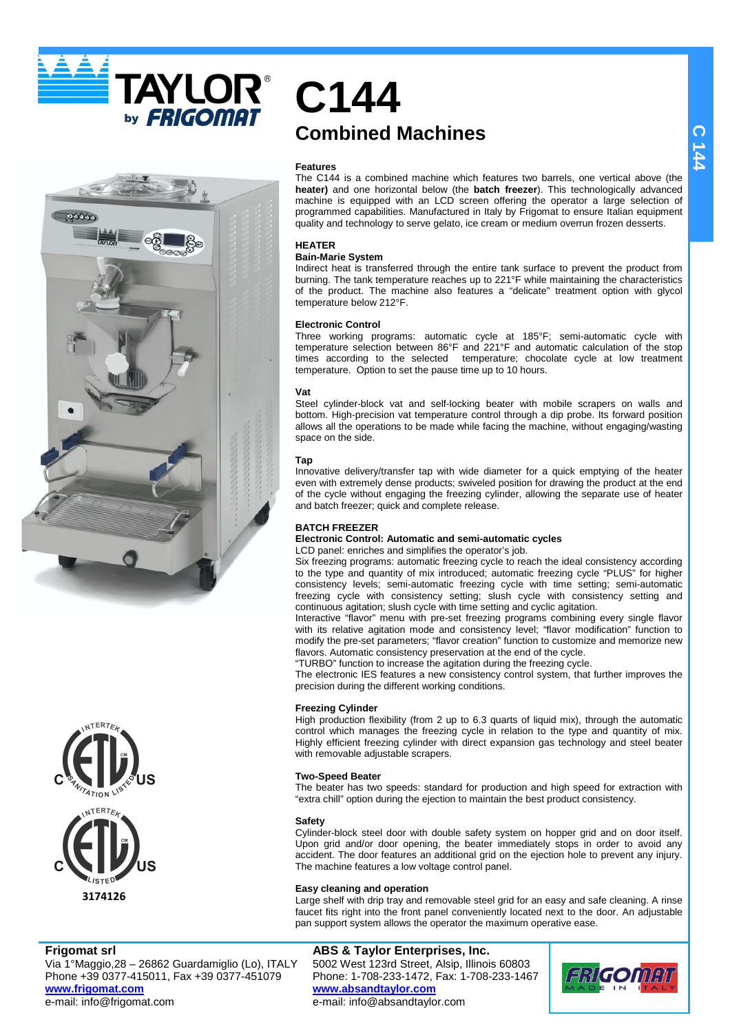# C144

## Combined Machines

### Features

The C144 is a combined machine which features two barrels, one vertical above (the **heater)** and one horizontal below (the **batch freezer**). This technologically advanced machine is equipped with an LCD screen offering the operator a large selection of programmed capabilities. Manufactured in Italy by Frigomat to ensure Italian equipment quality and technology to serve gelato, ice cream or medium overrun frozen desserts.

### HEATER

**Bain-Marie System**

Indirect heat is transferred through the entire tank surface to prevent the product from burning. The tank temperature reaches up to 221°F while maintaining the characteristics of the product. The machine also features a "delicate" treatment option with glycol temperature below 212°F.

**Electronic Control**

Three working programs: automatic cycle at 185°F; semi-automatic cycle with temperature selection between 86°F and 221°F and automatic calculation of the stop times according to the selected temperature; chocolate cycle at low treatment temperature. Option to set the pause time up to 10 hours.

**Vat**

Steel cylinder-block vat and self-locking beater with mobile scrapers on walls and bottom. High-precision vat temperature control through a dip probe. Its forward position allows all the operations to be made while facing the machine, without engaging/wasting space on the side.

**Tap**

Innovative delivery/transfer tap with wide diameter for a quick emptying of the heater even with extremely dense products; swiveled position for drawing the product at the end of the cycle without engaging the freezing cylinder, allowing the separate use of heater and batch freezer; quick and complete release.

### BATCH FREEZER

**Electronic Control: Automatic and semi-automatic cycles**

LCD panel: enriches and simplifies the operator's job.

Six freezing programs: automatic freezing cycle to reach the ideal consistency according to the type and quantity of mix introduced; automatic freezing cycle "PLUS" for higher consistency levels; semi-automatic freezing cycle with time setting; semi-automatic freezing cycle with consistency setting; slush cycle with consistency setting and continuous agitation; slush cycle with time setting and cyclic agitation.

Interactive "flavor" menu with pre-set freezing programs combining every single flavor with its relative agitation mode and consistency level; "flavor modification" function to modify the pre-set parameters; "flavor creation" function to customize and memorize new flavors. Automatic consistency preservation at the end of the cycle.

"TURBO" function to increase the agitation during the freezing cycle.

The electronic IES features a new consistency control system, that further improves the precision during the different working conditions.

**Freezing Cylinder**

High production flexibility (from 2 up to 6.3 quarts of liquid mix), through the automatic control which manages the freezing cycle in relation to the type and quantity of mix. Highly efficient freezing cylinder with direct expansion gas technology and steel beater with removable adjustable scrapers.

**Two-Speed Beater**

The beater has two speeds: standard for production and high speed for extraction with "extra chill" option during the ejection to maintain the best product consistency.

**Safety**

Cylinder-block steel door with double safety system on hopper grid and on door itself. Upon grid and/or door opening, the beater immediately stops in order to avoid any accident. The door features an additional grid on the ejection hole to prevent any injury. The machine features a low voltage control panel.

**Easy cleaning and operation**

Large shelf with drip tray and removable steel grid for an easy and safe cleaning. A rinse faucet fits right into the front panel conveniently located next to the door. An adjustable pan support system allows the operator the maximum operative ease.

3174126

**Frigomat srl**
Via 1°Maggio,28 – 26862 Guardamiglio (Lo), ITALY
Phone +39 0377-415011, Fax +39 0377-451079
www.frigomat.com
e-mail: info@frigomat.com

**ABS & Taylor Enterprises, Inc.**
5002 West 123rd Street, Alsip, Illinois 60803
Phone: 1-708-233-1472, Fax: 1-708-233-1467
www.absandtaylor.com
e-mail: info@absandtaylor.com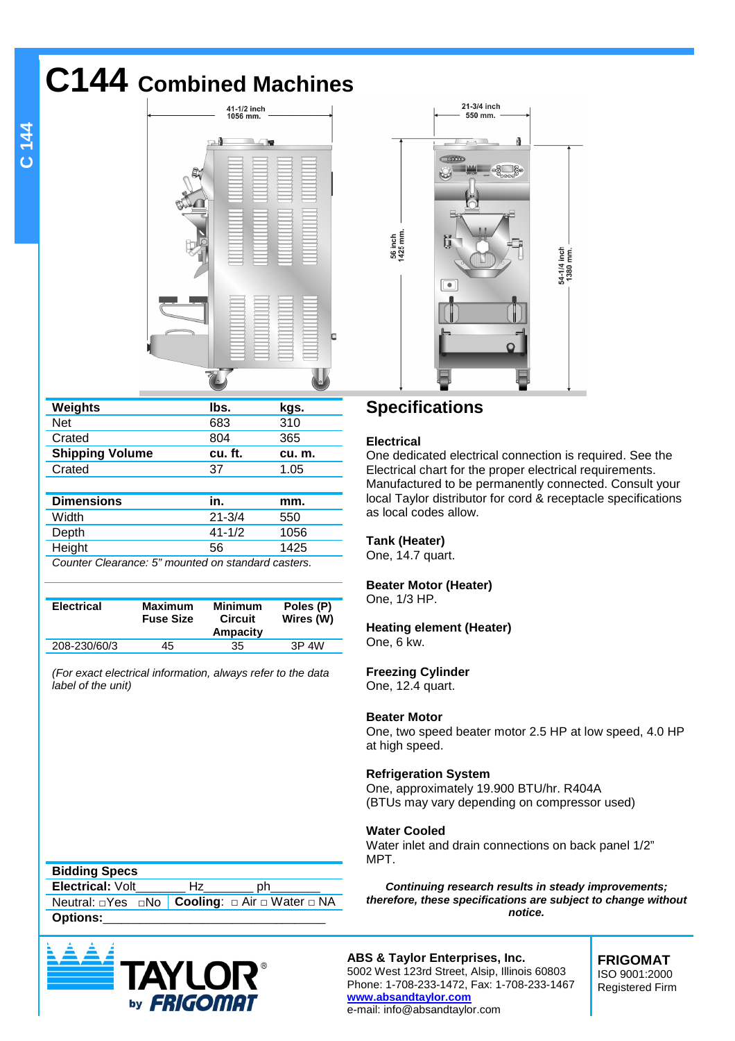# C144 Combined Machines

C 144

41-1/2 inch
1056 mm.

21-3/4 inch
550 mm.

56 inch
1425 mm.

54-1/4 inch
1380 mm.

| Weights | lbs. | kgs. |
|---|---|---|
| Net | 683 | 310 |
| Crated | 804 | 365 |
| **Shipping Volume** | **cu. ft.** | **cu. m.** |
| Crated | 37 | 1.05 |

| Dimensions | in. | mm. |
|---|---|---|
| Width | 21-3/4 | 550 |
| Depth | 41-1/2 | 1056 |
| Height | 56 | 1425 |

*Counter Clearance: 5" mounted on standard casters.*

| Electrical | Maximum Fuse Size | Minimum Circuit Ampacity | Poles (P) Wires (W) |
|---|---|---|---|
| 208-230/60/3 | 45 | 35 | 3P 4W |

*(For exact electrical information, always refer to the data label of the unit)*

## Specifications

**Electrical**
One dedicated electrical connection is required. See the Electrical chart for the proper electrical requirements. Manufactured to be permanently connected. Consult your local Taylor distributor for cord & receptacle specifications as local codes allow.

**Tank (Heater)**
One, 14.7 quart.

**Beater Motor (Heater)**
One, 1/3 HP.

**Heating element (Heater)**
One, 6 kw.

**Freezing Cylinder**
One, 12.4 quart.

**Beater Motor**
One, two speed beater motor 2.5 HP at low speed, 4.0 HP at high speed.

**Refrigeration System**
One, approximately 19.900 BTU/hr. R404A
(BTUs may vary depending on compressor used)

**Water Cooled**
Water inlet and drain connections on back panel 1/2" MPT.

***Continuing research results in steady improvements; therefore, these specifications are subject to change without notice.***

**Bidding Specs**

**Electrical:** Volt________ Hz________ ph________

Neutral: □Yes □No | **Cooling**: □ Air □ Water □ NA

**Options:**________________________________

TAYLOR® by FRIGOMAT

**ABS & Taylor Enterprises, Inc.**
5002 West 123rd Street, Alsip, Illinois 60803
Phone: 1-708-233-1472, Fax: 1-708-233-1467
www.absandtaylor.com
e-mail: info@absandtaylor.com

**FRIGOMAT**
ISO 9001:2000
Registered Firm